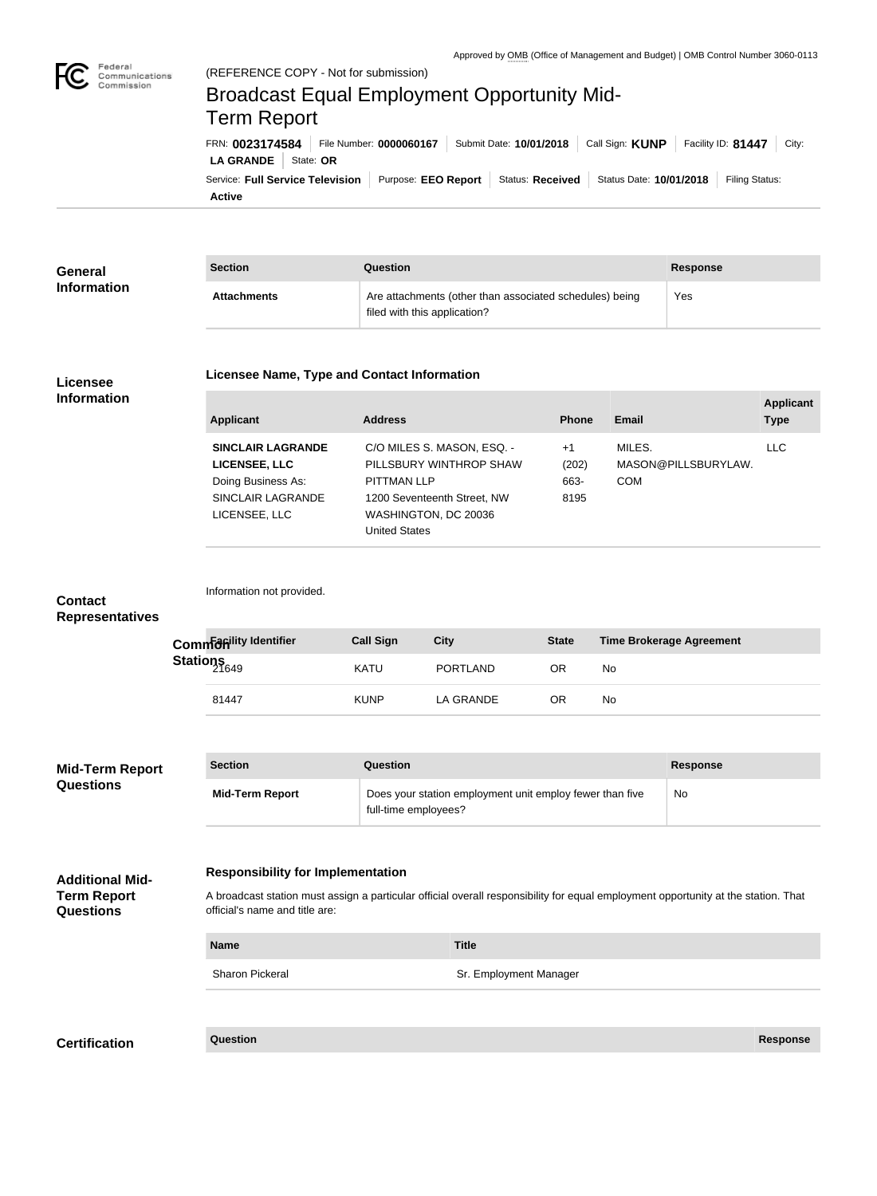Approved by OMB (Office of Management and Budget) | OMB Control Number 3060-0113

(REFERENCE COPY - Not for submission)

# Broadcast Equal Employment Opportunity Mid-Term Report

FRN: **0023174584** | File Number: **0000060167** | Submit Date: **10/01/2018** | Call Sign: **KUNP** | Facility ID: **81447** | City: **LA GRANDE** | State: **OR**

Service: **Full Service Television** | Purpose: **EEO Report** | Status: **Received** | Status Date: **10/01/2018** | Filing Status: **Active**

## General Information

| Section | Question | Response |
| --- | --- | --- |
| Attachments | Are attachments (other than associated schedules) being filed with this application? | Yes |

## Licensee Information

### Licensee Name, Type and Contact Information

| Applicant | Address | Phone | Email | Applicant Type |
| --- | --- | --- | --- | --- |
| **SINCLAIR LAGRANDE LICENSEE, LLC** Doing Business As: SINCLAIR LAGRANDE LICENSEE, LLC | C/O MILES S. MASON, ESQ. - PILLSBURY WINTHROP SHAW PITTMAN LLP 1200 Seventeenth Street, NW WASHINGTON, DC 20036 United States | +1 (202) 663-8195 | MILES.MASON@PILLSBURYLAW.COM | LLC |

## Contact Representatives

Information not provided.

## Common Stations

| Facility Identifier | Call Sign | City | State | Time Brokerage Agreement |
| --- | --- | --- | --- | --- |
| 21649 | KATU | PORTLAND | OR | No |
| 81447 | KUNP | LA GRANDE | OR | No |

## Mid-Term Report Questions

| Section | Question | Response |
| --- | --- | --- |
| Mid-Term Report | Does your station employment unit employ fewer than five full-time employees? | No |

## Additional Mid-Term Report Questions

### Responsibility for Implementation

A broadcast station must assign a particular official overall responsibility for equal employment opportunity at the station. That official's name and title are:

| Name | Title |
| --- | --- |
| Sharon Pickeral | Sr. Employment Manager |

## Certification

| Question | Response |
| --- | --- |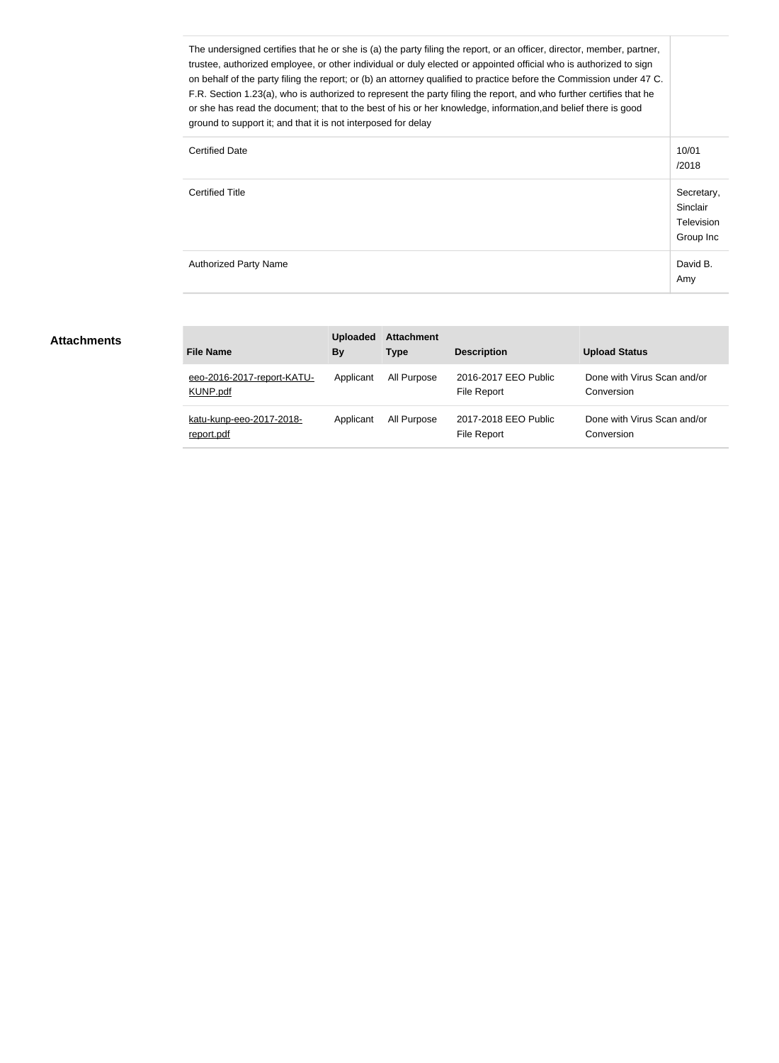| | |
|---|---|
| The undersigned certifies that he or she is (a) the party filing the report, or an officer, director, member, partner, trustee, authorized employee, or other individual or duly elected or appointed official who is authorized to sign on behalf of the party filing the report; or (b) an attorney qualified to practice before the Commission under 47 C.F.R. Section 1.23(a), who is authorized to represent the party filing the report, and who further certifies that he or she has read the document; that to the best of his or her knowledge, information,and belief there is good ground to support it; and that it is not interposed for delay | |
| Certified Date | 10/01/2018 |
| Certified Title | Secretary, Sinclair Television Group Inc |
| Authorized Party Name | David B. Amy |

## Attachments

| File Name | Uploaded By | Attachment Type | Description | Upload Status |
|---|---|---|---|---|
| eeo-2016-2017-report-KATU-KUNP.pdf | Applicant | All Purpose | 2016-2017 EEO Public File Report | Done with Virus Scan and/or Conversion |
| katu-kunp-eeo-2017-2018-report.pdf | Applicant | All Purpose | 2017-2018 EEO Public File Report | Done with Virus Scan and/or Conversion |